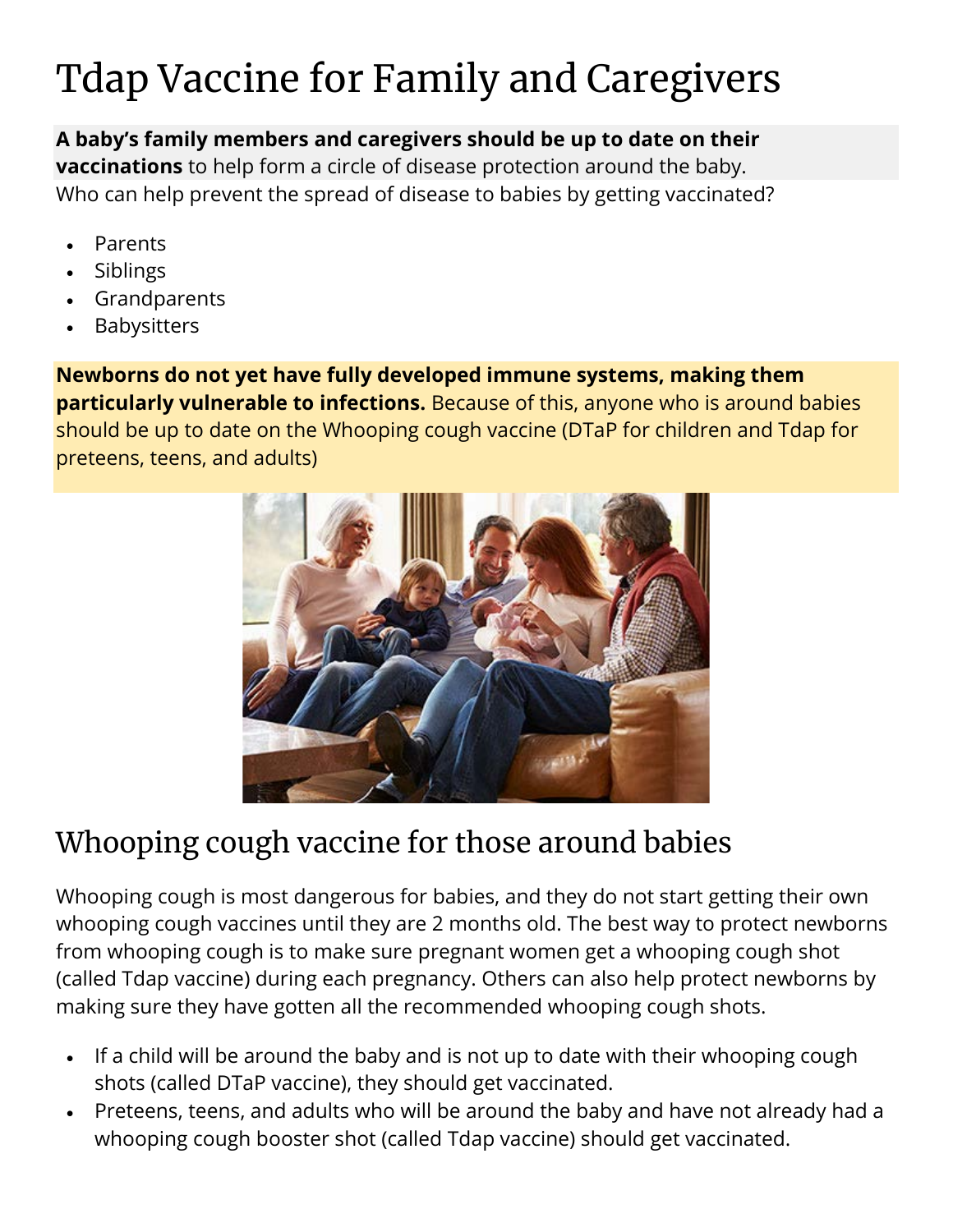# Tdap Vaccine for Family and Caregivers

**A baby's family members and caregivers should be up to date on their vaccinations** to help form a circle of disease protection around the baby. Who can help prevent the spread of disease to babies by getting vaccinated?

- Parents
- Siblings
- Grandparents
- Babysitters

**Newborns do not yet have fully developed immune systems, making them particularly vulnerable to infections.** Because of this, anyone who is around babies should be up to date on the Whooping cough vaccine (DTaP for children and Tdap for preteens, teens, and adults)

## Whooping cough vaccine for those around babies

Whooping cough is most dangerous for babies, and they do not start getting their own whooping cough vaccines until they are 2 months old. The best way to protect newborns from whooping cough is to make sure pregnant women get a whooping cough shot (called Tdap vaccine) during each pregnancy. Others can also help protect newborns by making sure they have gotten all the recommended whooping cough shots.

- If a child will be around the baby and is not up to date with their whooping cough shots (called DTaP vaccine), they should get vaccinated.
- Preteens, teens, and adults who will be around the baby and have not already had a whooping cough booster shot (called Tdap vaccine) should get vaccinated.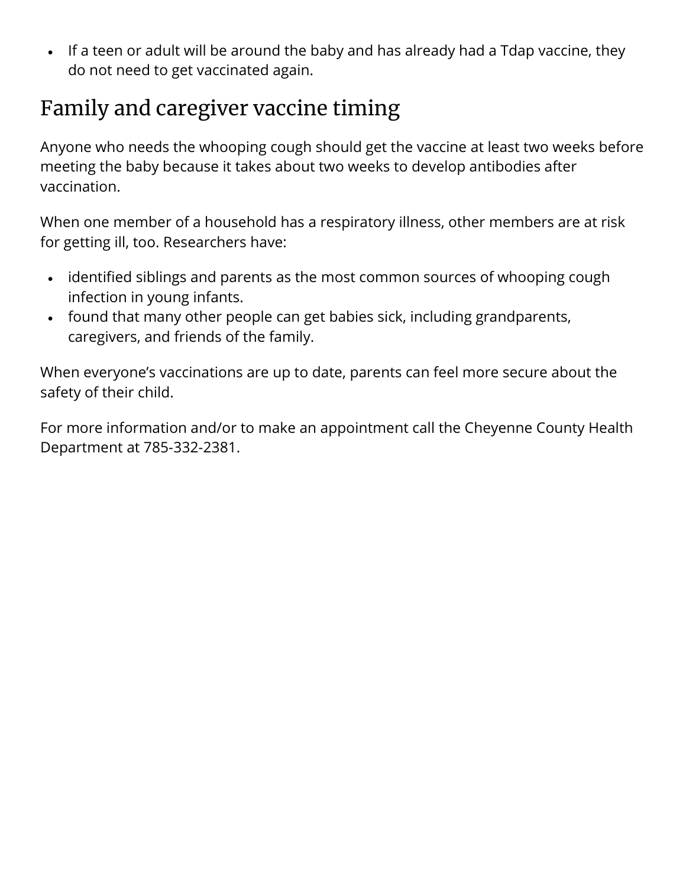- If a teen or adult will be around the baby and has already had a Tdap vaccine, they do not need to get vaccinated again.

## Family and caregiver vaccine timing

Anyone who needs the whooping cough should get the vaccine at least two weeks before meeting the baby because it takes about two weeks to develop antibodies after vaccination.

When one member of a household has a respiratory illness, other members are at risk for getting ill, too. Researchers have:

- identified siblings and parents as the most common sources of whooping cough infection in young infants.
- found that many other people can get babies sick, including grandparents, caregivers, and friends of the family.

When everyone's vaccinations are up to date, parents can feel more secure about the safety of their child.

For more information and/or to make an appointment call the Cheyenne County Health Department at 785-332-2381.